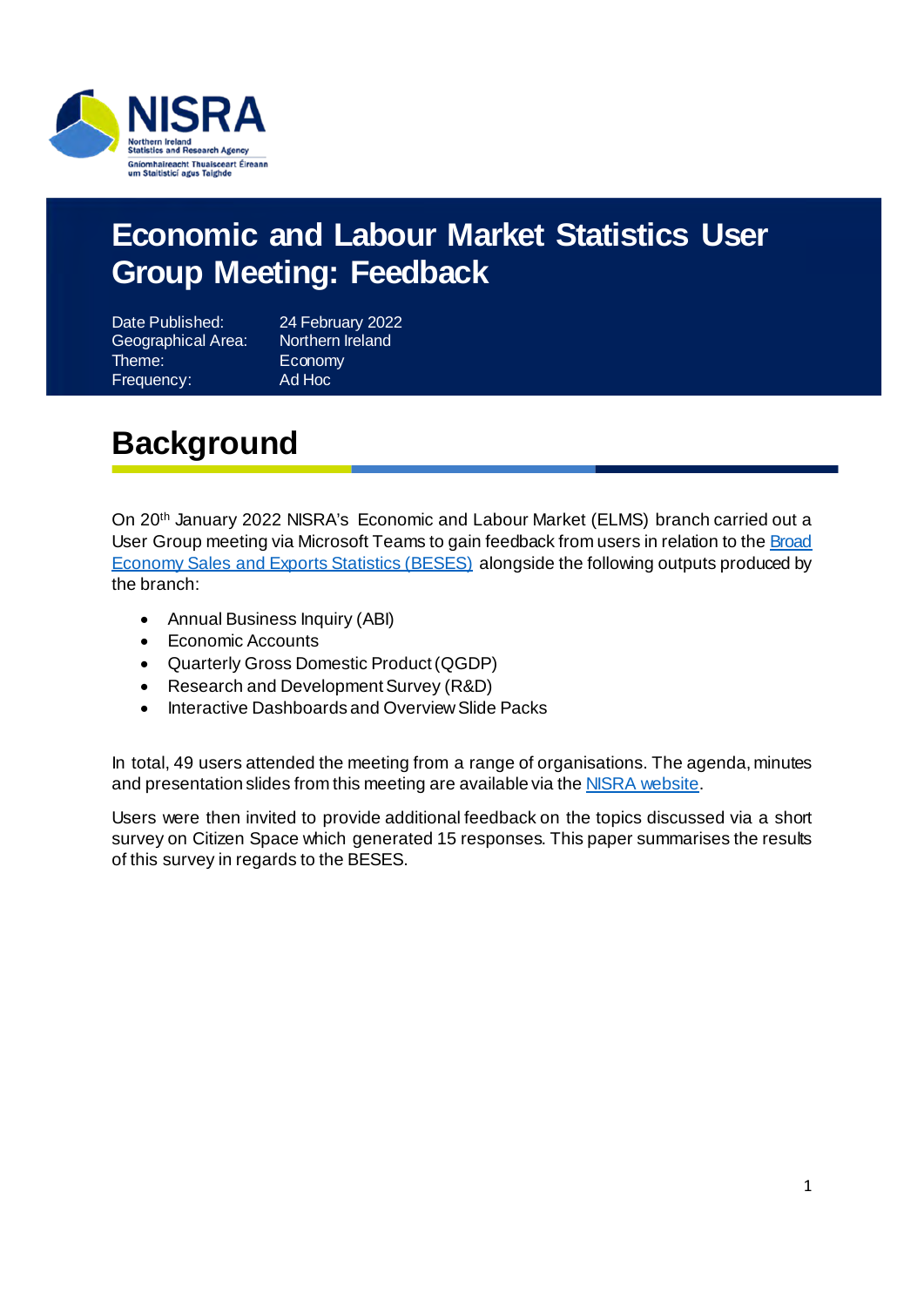# Economic and Labour Market Statistics User Group Meeting: Feedback

Date Published: 24 February 2022
Geographical Area: Northern Ireland
Theme: Economy
Frequency: Ad Hoc

## Background

On 20th January 2022 NISRA's Economic and Labour Market (ELMS) branch carried out a User Group meeting via Microsoft Teams to gain feedback from users in relation to the Broad Economy Sales and Exports Statistics (BESES) alongside the following outputs produced by the branch:

- Annual Business Inquiry (ABI)
- Economic Accounts
- Quarterly Gross Domestic Product (QGDP)
- Research and Development Survey (R&D)
- Interactive Dashboards and Overview Slide Packs

In total, 49 users attended the meeting from a range of organisations. The agenda, minutes and presentation slides from this meeting are available via the NISRA website.

Users were then invited to provide additional feedback on the topics discussed via a short survey on Citizen Space which generated 15 responses. This paper summarises the results of this survey in regards to the BESES.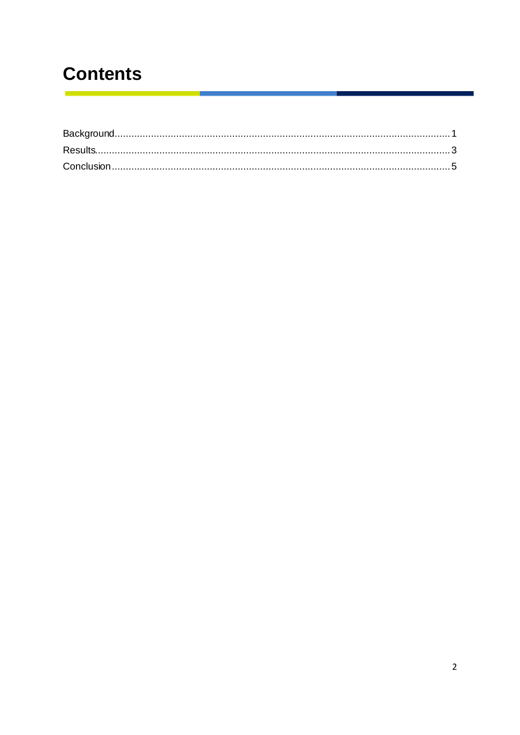# Contents

Background........................................................................................................................1
Results..............................................................................................................................3
Conclusion........................................................................................................................5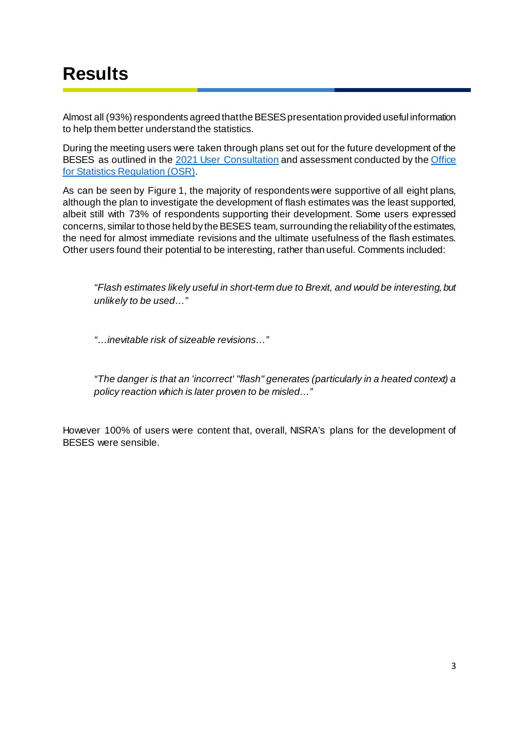# Results

Almost all (93%) respondents agreed that the BESES presentation provided useful information to help them better understand the statistics.

During the meeting users were taken through plans set out for the future development of the BESES as outlined in the [2021 User Consultation]() and assessment conducted by the [Office for Statistics Regulation (OSR)]().

As can be seen by Figure 1, the majority of respondents were supportive of all eight plans, although the plan to investigate the development of flash estimates was the least supported, albeit still with 73% of respondents supporting their development. Some users expressed concerns, similar to those held by the BESES team, surrounding the reliability of the estimates, the need for almost immediate revisions and the ultimate usefulness of the flash estimates. Other users found their potential to be interesting, rather than useful. Comments included:

> *"Flash estimates likely useful in short-term due to Brexit, and would be interesting, but unlikely to be used…"*

> *"…inevitable risk of sizeable revisions…"*

> *"The danger is that an 'incorrect' "flash" generates (particularly in a heated context) a policy reaction which is later proven to be misled…"*

However 100% of users were content that, overall, NISRA's plans for the development of BESES were sensible.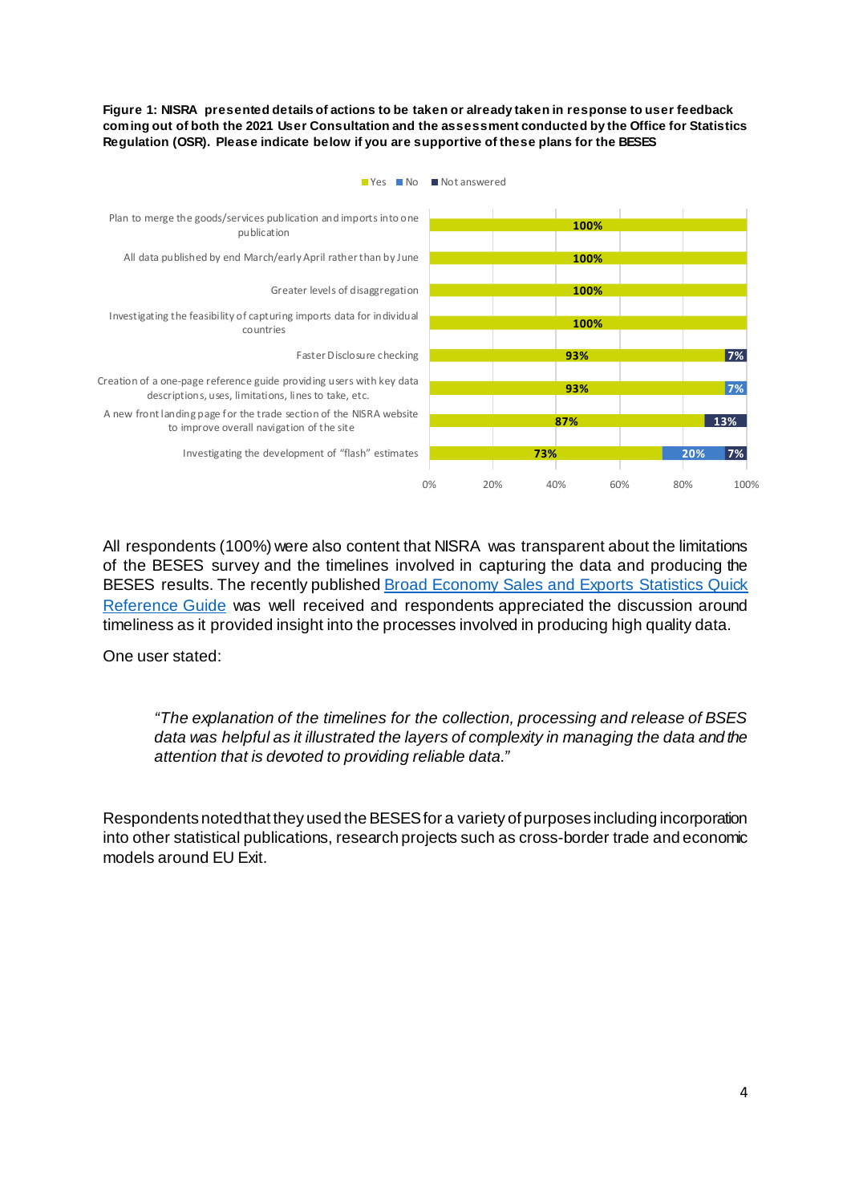**Figure 1: NISRA presented details of actions to be taken or already taken in response to user feedback coming out of both the 2021 User Consultation and the assessment conducted by the Office for Statistics Regulation (OSR). Please indicate below if you are supportive of these plans for the BESES**

| Plan | Yes | No | Not answered |
|---|---|---|---|
| Plan to merge the goods/services publication and imports into one publication | 100% | | |
| All data published by end March/early April rather than by June | 100% | | |
| Greater levels of disaggregation | 100% | | |
| Investigating the feasibility of capturing imports data for individual countries | 100% | | |
| Faster Disclosure checking | 93% | | 7% |
| Creation of a one-page reference guide providing users with key data descriptions, uses, limitations, lines to take, etc. | 93% | 7% | |
| A new front landing page for the trade section of the NISRA website to improve overall navigation of the site | 87% | | 13% |
| Investigating the development of "flash" estimates | 73% | 20% | 7% |

All respondents (100%) were also content that NISRA was transparent about the limitations of the BESES survey and the timelines involved in capturing the data and producing the BESES results. The recently published [Broad Economy Sales and Exports Statistics Quick Reference Guide]() was well received and respondents appreciated the discussion around timeliness as it provided insight into the processes involved in producing high quality data.

One user stated:

> *"The explanation of the timelines for the collection, processing and release of BSES data was helpful as it illustrated the layers of complexity in managing the data and the attention that is devoted to providing reliable data."*

Respondents noted that they used the BESES for a variety of purposes including incorporation into other statistical publications, research projects such as cross-border trade and economic models around EU Exit.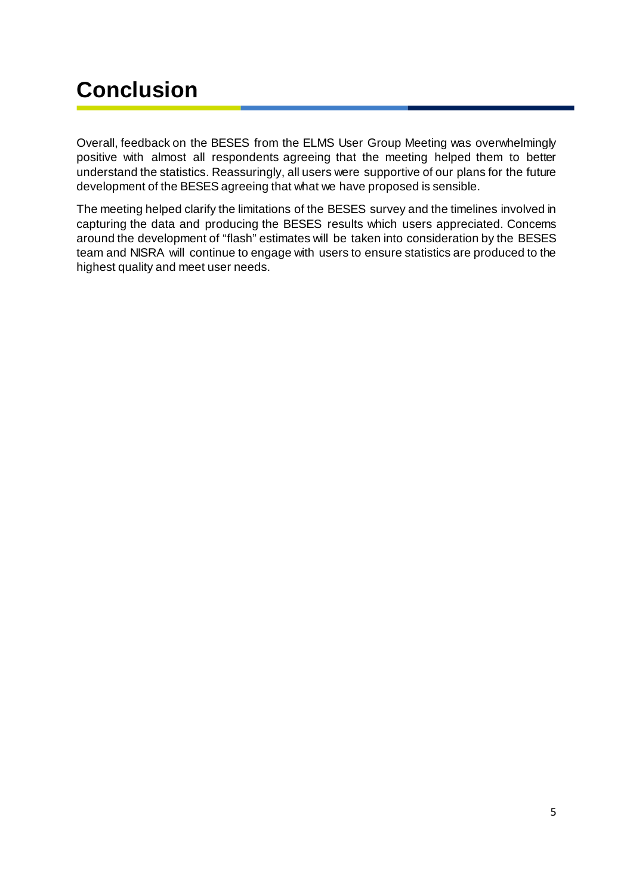# Conclusion

Overall, feedback on the BESES from the ELMS User Group Meeting was overwhelmingly positive with almost all respondents agreeing that the meeting helped them to better understand the statistics. Reassuringly, all users were supportive of our plans for the future development of the BESES agreeing that what we have proposed is sensible.

The meeting helped clarify the limitations of the BESES survey and the timelines involved in capturing the data and producing the BESES results which users appreciated. Concerns around the development of "flash" estimates will be taken into consideration by the BESES team and NISRA will continue to engage with users to ensure statistics are produced to the highest quality and meet user needs.